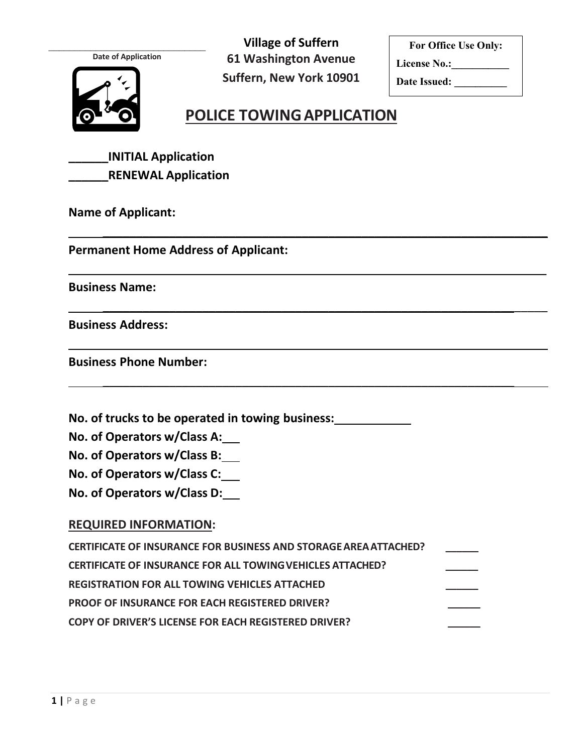______________________________
Date of Application

**Village of Suffern**
**61 Washington Avenue**
**Suffern, New York 10901**

| For Office Use Only: |
|---|
| License No.:__________ |
| Date Issued: __________ |

# POLICE TOWING APPLICATION

**______INITIAL Application**
**______RENEWAL Application**

**Name of Applicant:**

______________________________________________________________________

**Permanent Home Address of Applicant:**

______________________________________________________________________

**Business Name:**

______________________________________________________________________

**Business Address:**

______________________________________________________________________

**Business Phone Number:**

______________________________________________________________________

**No. of trucks to be operated in towing business:____________**
**No. of Operators w/Class A:___**
**No. of Operators w/Class B:___**
**No. of Operators w/Class C:___**
**No. of Operators w/Class D:___**

## REQUIRED INFORMATION:

**CERTIFICATE OF INSURANCE FOR BUSINESS AND STORAGE AREA ATTACHED?** ______
**CERTIFICATE OF INSURANCE FOR ALL TOWING VEHICLES ATTACHED?** ______
**REGISTRATION FOR ALL TOWING VEHICLES ATTACHED** ______
**PROOF OF INSURANCE FOR EACH REGISTERED DRIVER?** ______
**COPY OF DRIVER'S LICENSE FOR EACH REGISTERED DRIVER?** ______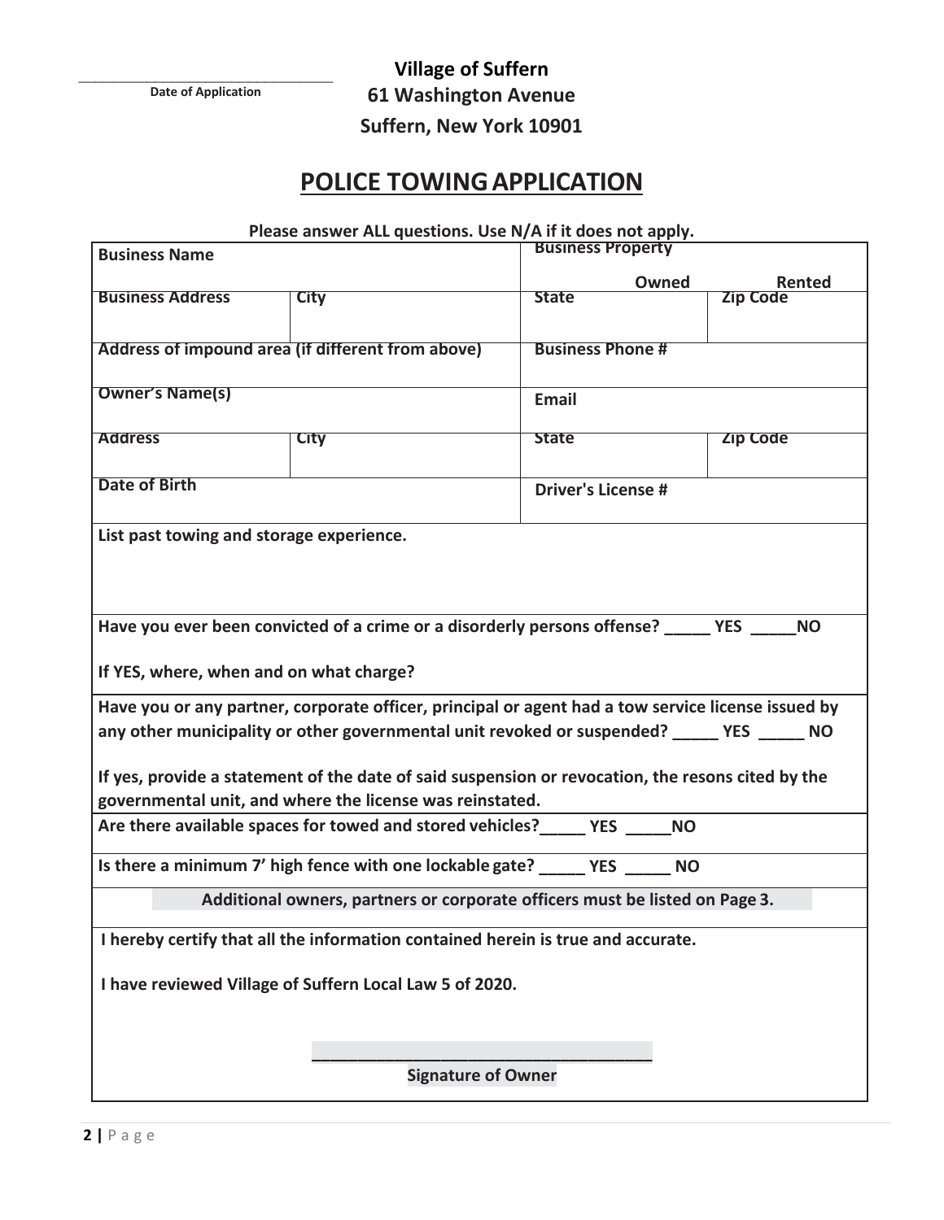Date of Application: ____________________

**Village of Suffern**
**61 Washington Avenue**
**Suffern, New York 10901**

# POLICE TOWING APPLICATION

**Please answer ALL questions. Use N/A if it does not apply.**

| | | | |
|---|---|---|---|
| **Business Name** | | **Business Property** Owned Rented | |
| **Business Address** | **City** | **State** | **Zip Code** |
| **Address of impound area (if different from above)** | | **Business Phone #** | |
| **Owner's Name(s)** | | **Email** | |
| **Address** | **City** | **State** | **Zip Code** |
| **Date of Birth** | | **Driver's License #** | |

**List past towing and storage experience.**

**Have you ever been convicted of a crime or a disorderly persons offense? _____ YES _____NO**

**If YES, where, when and on what charge?**

**Have you or any partner, corporate officer, principal or agent had a tow service license issued by any other municipality or other governmental unit revoked or suspended? _____ YES _____ NO**

**If yes, provide a statement of the date of said suspension or revocation, the resons cited by the governmental unit, and where the license was reinstated.**

**Are there available spaces for towed and stored vehicles?_____ YES _____NO**

**Is there a minimum 7' high fence with one lockable gate? _____ YES _____ NO**

**Additional owners, partners or corporate officers must be listed on Page 3.**

**I hereby certify that all the information contained herein is true and accurate.**

**I have reviewed Village of Suffern Local Law 5 of 2020.**

____________________________________
**Signature of Owner**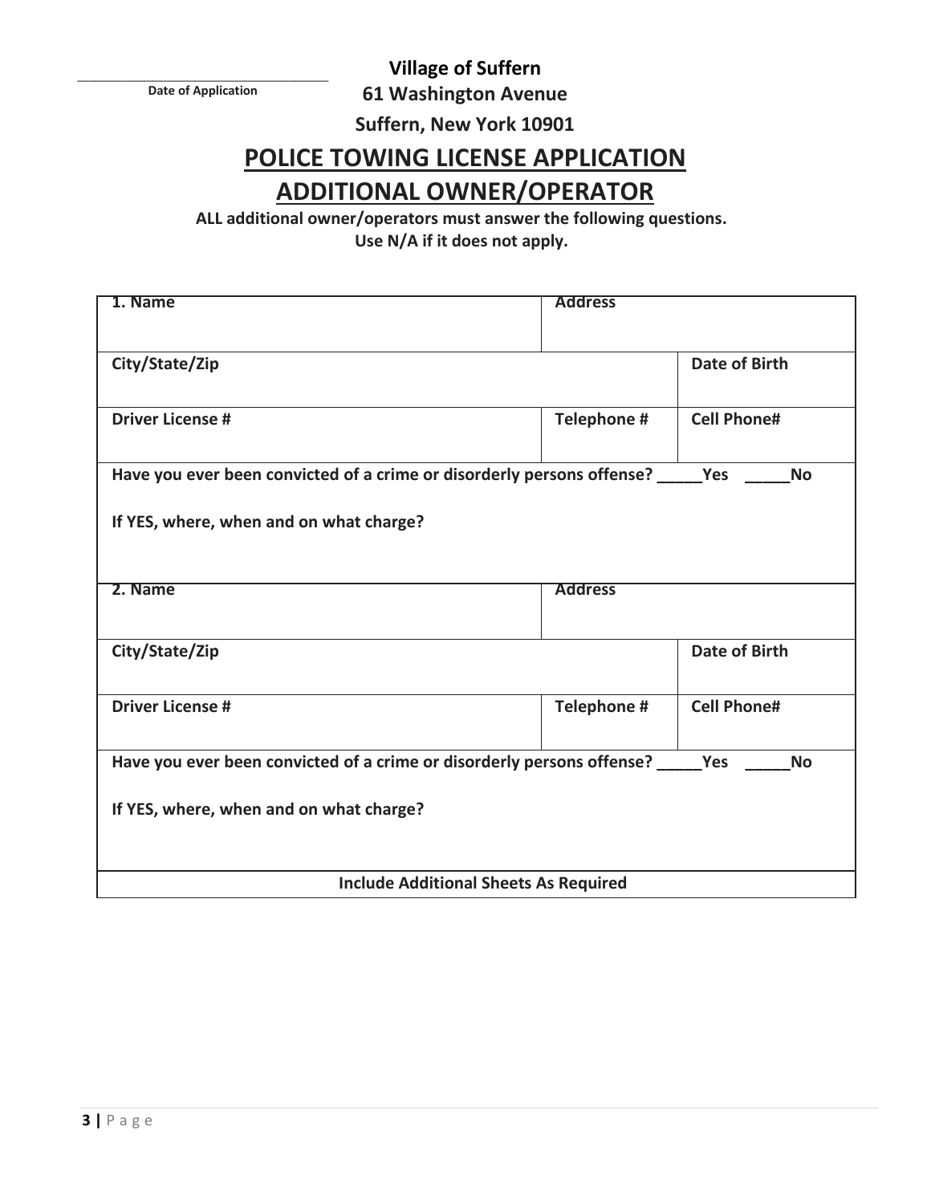_______________________________
**Date of Application**

**Village of Suffern**

**61 Washington Avenue**

**Suffern, New York 10901**

# POLICE TOWING LICENSE APPLICATION

# ADDITIONAL OWNER/OPERATOR

**ALL additional owner/operators must answer the following questions.**
**Use N/A if it does not apply.**

| | | |
|---|---|---|
| **1. Name** | **Address** | |
| **City/State/Zip** | | **Date of Birth** |
| **Driver License #** | **Telephone #** | **Cell Phone#** |
| **Have you ever been convicted of a crime or disorderly persons offense? _____Yes _____No** | | |
| **If YES, where, when and on what charge?** | | |
| **2. Name** | **Address** | |
| **City/State/Zip** | | **Date of Birth** |
| **Driver License #** | **Telephone #** | **Cell Phone#** |
| **Have you ever been convicted of a crime or disorderly persons offense? _____Yes _____No** | | |
| **If YES, where, when and on what charge?** | | |
| **Include Additional Sheets As Required** | | |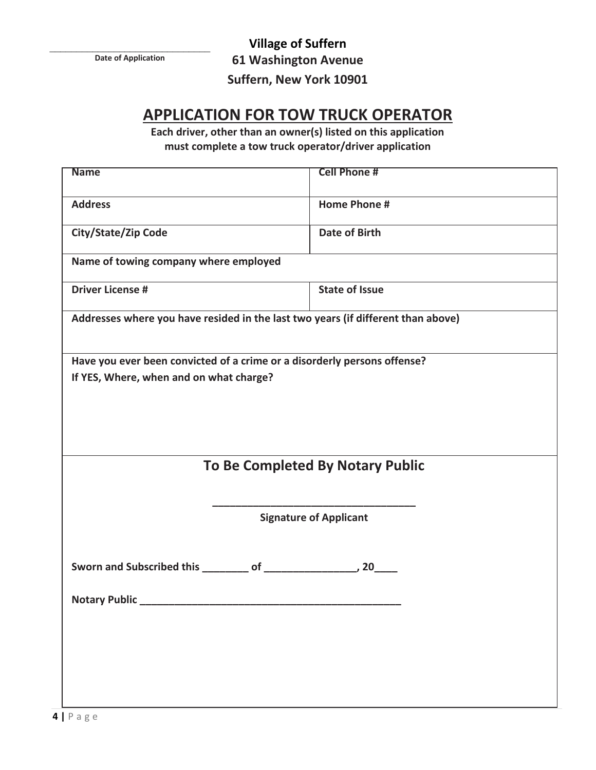_______________________________
**Date of Application**

**Village of Suffern**
**61 Washington Avenue**
**Suffern, New York 10901**

# APPLICATION FOR TOW TRUCK OPERATOR

**Each driver, other than an owner(s) listed on this application must complete a tow truck operator/driver application**

| **Name** | **Cell Phone #** |
|---|---|
| **Address** | **Home Phone #** |
| **City/State/Zip Code** | **Date of Birth** |
| **Name of towing company where employed** | |
| **Driver License #** | **State of Issue** |
| **Addresses where you have resided in the last two years (if different than above)** | |
| **Have you ever been convicted of a crime or a disorderly persons offense?**<br>**If YES, Where, when and on what charge?** | |

## To Be Completed By Notary Public

___________________________________
**Signature of Applicant**

**Sworn and Subscribed this ________ of ________________, 20____**

**Notary Public _______________________________________________**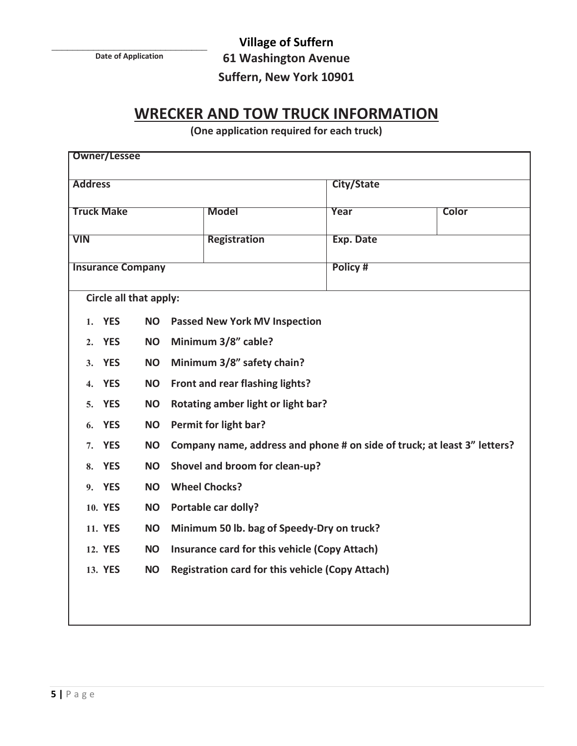______________________________
Date of Application

**Village of Suffern**
**61 Washington Avenue**
**Suffern, New York 10901**

# WRECKER AND TOW TRUCK INFORMATION

**(One application required for each truck)**

| Owner/Lessee | | | |
|---|---|---|---|
| **Address** | | **City/State** | |
| **Truck Make** | **Model** | **Year** | **Color** |
| **VIN** | **Registration** | **Exp. Date** | |
| **Insurance Company** | | **Policy #** | |

**Circle all that apply:**

1. **YES NO Passed New York MV Inspection**
2. **YES NO Minimum 3/8" cable?**
3. **YES NO Minimum 3/8" safety chain?**
4. **YES NO Front and rear flashing lights?**
5. **YES NO Rotating amber light or light bar?**
6. **YES NO Permit for light bar?**
7. **YES NO Company name, address and phone # on side of truck; at least 3" letters?**
8. **YES NO Shovel and broom for clean-up?**
9. **YES NO Wheel Chocks?**
10. **YES NO Portable car dolly?**
11. **YES NO Minimum 50 lb. bag of Speedy-Dry on truck?**
12. **YES NO Insurance card for this vehicle (Copy Attach)**
13. **YES NO Registration card for this vehicle (Copy Attach)**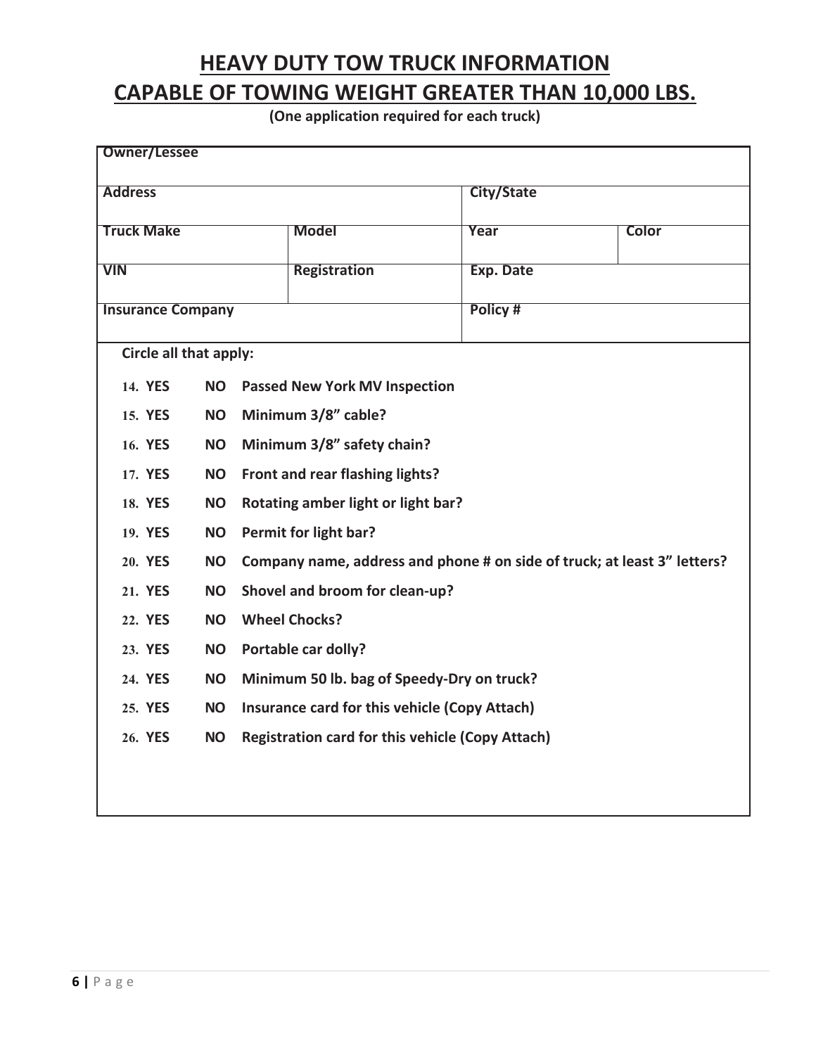# HEAVY DUTY TOW TRUCK INFORMATION

# CAPABLE OF TOWING WEIGHT GREATER THAN 10,000 LBS.

**(One application required for each truck)**

| | | | |
|---|---|---|---|
| **Owner/Lessee** | | | |
| **Address** | | **City/State** | |
| **Truck Make** | **Model** | **Year** | **Color** |
| **VIN** | **Registration** | **Exp. Date** | |
| **Insurance Company** | | **Policy #** | |

**Circle all that apply:**

14. **YES NO Passed New York MV Inspection**
15. **YES NO Minimum 3/8" cable?**
16. **YES NO Minimum 3/8" safety chain?**
17. **YES NO Front and rear flashing lights?**
18. **YES NO Rotating amber light or light bar?**
19. **YES NO Permit for light bar?**
20. **YES NO Company name, address and phone # on side of truck; at least 3" letters?**
21. **YES NO Shovel and broom for clean-up?**
22. **YES NO Wheel Chocks?**
23. **YES NO Portable car dolly?**
24. **YES NO Minimum 50 lb. bag of Speedy-Dry on truck?**
25. **YES NO Insurance card for this vehicle (Copy Attach)**
26. **YES NO Registration card for this vehicle (Copy Attach)**